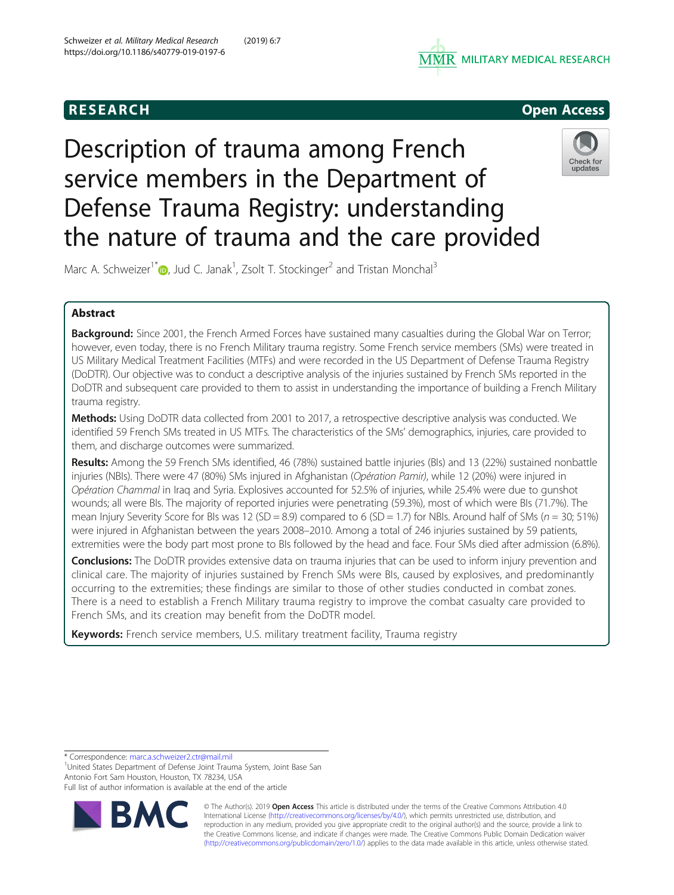# Description of trauma among French service members in the Department of Defense Trauma Registry: understanding the nature of trauma and the care provided

Marc A. Schweizer[1*], Jud C. Janak[1], Zsolt T. Stockinger[2] and Tristan Monchal[3]

## Abstract

**Background:** Since 2001, the French Armed Forces have sustained many casualties during the Global War on Terror; however, even today, there is no French Military trauma registry. Some French service members (SMs) were treated in US Military Medical Treatment Facilities (MTFs) and were recorded in the US Department of Defense Trauma Registry (DoDTR). Our objective was to conduct a descriptive analysis of the injuries sustained by French SMs reported in the DoDTR and subsequent care provided to them to assist in understanding the importance of building a French Military trauma registry.

**Methods:** Using DoDTR data collected from 2001 to 2017, a retrospective descriptive analysis was conducted. We identified 59 French SMs treated in US MTFs. The characteristics of the SMs' demographics, injuries, care provided to them, and discharge outcomes were summarized.

**Results:** Among the 59 French SMs identified, 46 (78%) sustained battle injuries (BIs) and 13 (22%) sustained nonbattle injuries (NBIs). There were 47 (80%) SMs injured in Afghanistan (*Opération Pamir*), while 12 (20%) were injured in *Opération Chammal* in Iraq and Syria. Explosives accounted for 52.5% of injuries, while 25.4% were due to gunshot wounds; all were BIs. The majority of reported injuries were penetrating (59.3%), most of which were BIs (71.7%). The mean Injury Severity Score for BIs was 12 (SD = 8.9) compared to 6 (SD = 1.7) for NBIs. Around half of SMs ($n$ = 30; 51%) were injured in Afghanistan between the years 2008–2010. Among a total of 246 injuries sustained by 59 patients, extremities were the body part most prone to BIs followed by the head and face. Four SMs died after admission (6.8%).

**Conclusions:** The DoDTR provides extensive data on trauma injuries that can be used to inform injury prevention and clinical care. The majority of injuries sustained by French SMs were BIs, caused by explosives, and predominantly occurring to the extremities; these findings are similar to those of other studies conducted in combat zones. There is a need to establish a French Military trauma registry to improve the combat casualty care provided to French SMs, and its creation may benefit from the DoDTR model.

**Keywords:** French service members, U.S. military treatment facility, Trauma registry

* Correspondence: marc.a.schweizer2.ctr@mail.mil
[1]United States Department of Defense Joint Trauma System, Joint Base San Antonio Fort Sam Houston, Houston, TX 78234, USA
Full list of author information is available at the end of the article

© The Author(s). 2019 **Open Access** This article is distributed under the terms of the Creative Commons Attribution 4.0 International License (http://creativecommons.org/licenses/by/4.0/), which permits unrestricted use, distribution, and reproduction in any medium, provided you give appropriate credit to the original author(s) and the source, provide a link to the Creative Commons license, and indicate if changes were made. The Creative Commons Public Domain Dedication waiver (http://creativecommons.org/publicdomain/zero/1.0/) applies to the data made available in this article, unless otherwise stated.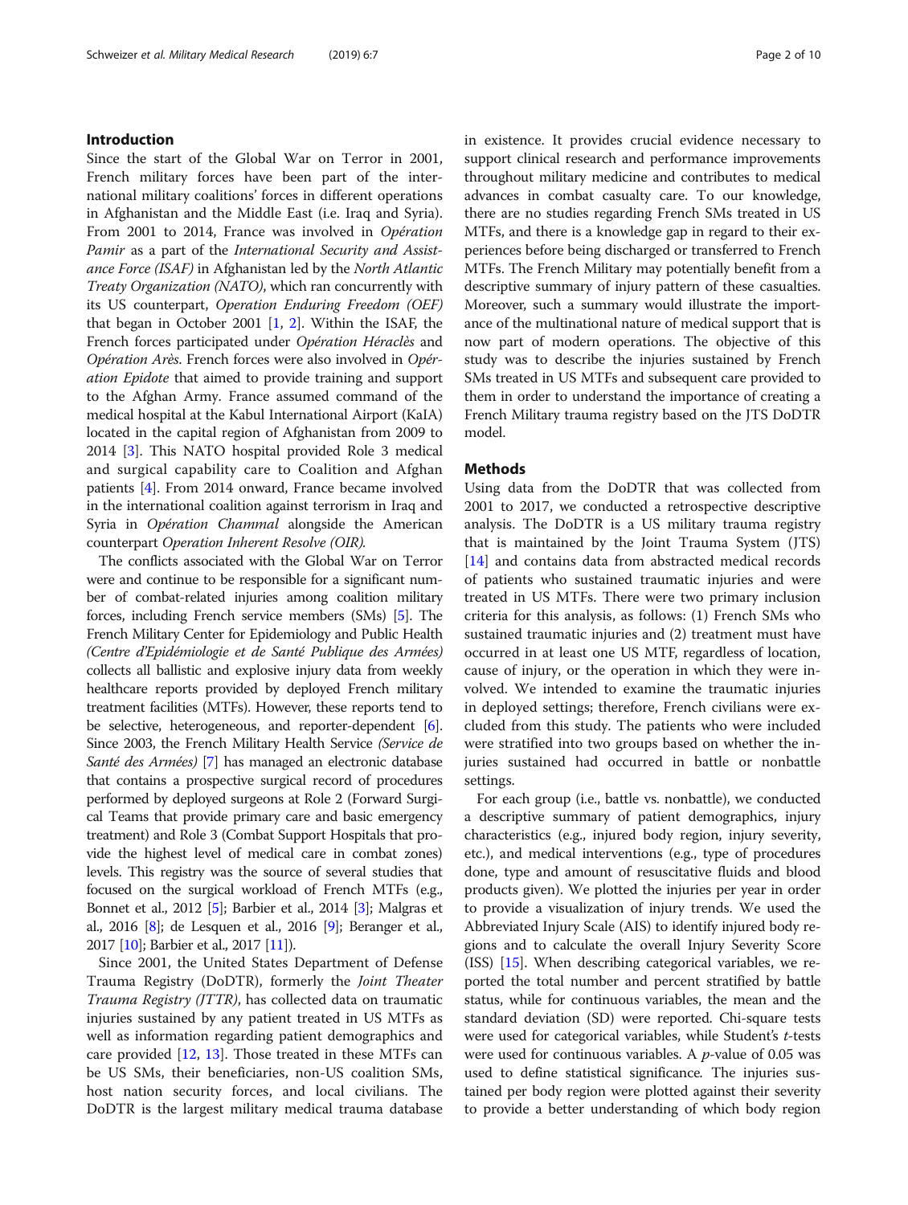## Introduction

Since the start of the Global War on Terror in 2001, French military forces have been part of the international military coalitions' forces in different operations in Afghanistan and the Middle East (i.e. Iraq and Syria). From 2001 to 2014, France was involved in *Opération Pamir* as a part of the *International Security and Assistance Force (ISAF)* in Afghanistan led by the *North Atlantic Treaty Organization (NATO)*, which ran concurrently with its US counterpart, *Operation Enduring Freedom (OEF)* that began in October 2001 [1, 2]. Within the ISAF, the French forces participated under *Opération Héraclès* and *Opération Arès*. French forces were also involved in *Opération Epidote* that aimed to provide training and support to the Afghan Army. France assumed command of the medical hospital at the Kabul International Airport (KaIA) located in the capital region of Afghanistan from 2009 to 2014 [3]. This NATO hospital provided Role 3 medical and surgical capability care to Coalition and Afghan patients [4]. From 2014 onward, France became involved in the international coalition against terrorism in Iraq and Syria in *Opération Chammal* alongside the American counterpart *Operation Inherent Resolve (OIR)*.

The conflicts associated with the Global War on Terror were and continue to be responsible for a significant number of combat-related injuries among coalition military forces, including French service members (SMs) [5]. The French Military Center for Epidemiology and Public Health *(Centre d'Epidémiologie et de Santé Publique des Armées)* collects all ballistic and explosive injury data from weekly healthcare reports provided by deployed French military treatment facilities (MTFs). However, these reports tend to be selective, heterogeneous, and reporter-dependent [6]. Since 2003, the French Military Health Service *(Service de Santé des Armées)* [7] has managed an electronic database that contains a prospective surgical record of procedures performed by deployed surgeons at Role 2 (Forward Surgical Teams that provide primary care and basic emergency treatment) and Role 3 (Combat Support Hospitals that provide the highest level of medical care in combat zones) levels. This registry was the source of several studies that focused on the surgical workload of French MTFs (e.g., Bonnet et al., 2012 [5]; Barbier et al., 2014 [3]; Malgras et al., 2016 [8]; de Lesquen et al., 2016 [9]; Beranger et al., 2017 [10]; Barbier et al., 2017 [11]).

Since 2001, the United States Department of Defense Trauma Registry (DoDTR), formerly the *Joint Theater Trauma Registry (JTTR)*, has collected data on traumatic injuries sustained by any patient treated in US MTFs as well as information regarding patient demographics and care provided [12, 13]. Those treated in these MTFs can be US SMs, their beneficiaries, non-US coalition SMs, host nation security forces, and local civilians. The DoDTR is the largest military medical trauma database in existence. It provides crucial evidence necessary to support clinical research and performance improvements throughout military medicine and contributes to medical advances in combat casualty care. To our knowledge, there are no studies regarding French SMs treated in US MTFs, and there is a knowledge gap in regard to their experiences before being discharged or transferred to French MTFs. The French Military may potentially benefit from a descriptive summary of injury pattern of these casualties. Moreover, such a summary would illustrate the importance of the multinational nature of medical support that is now part of modern operations. The objective of this study was to describe the injuries sustained by French SMs treated in US MTFs and subsequent care provided to them in order to understand the importance of creating a French Military trauma registry based on the JTS DoDTR model.

## Methods

Using data from the DoDTR that was collected from 2001 to 2017, we conducted a retrospective descriptive analysis. The DoDTR is a US military trauma registry that is maintained by the Joint Trauma System (JTS) [14] and contains data from abstracted medical records of patients who sustained traumatic injuries and were treated in US MTFs. There were two primary inclusion criteria for this analysis, as follows: (1) French SMs who sustained traumatic injuries and (2) treatment must have occurred in at least one US MTF, regardless of location, cause of injury, or the operation in which they were involved. We intended to examine the traumatic injuries in deployed settings; therefore, French civilians were excluded from this study. The patients who were included were stratified into two groups based on whether the injuries sustained had occurred in battle or nonbattle settings.

For each group (i.e., battle vs. nonbattle), we conducted a descriptive summary of patient demographics, injury characteristics (e.g., injured body region, injury severity, etc.), and medical interventions (e.g., type of procedures done, type and amount of resuscitative fluids and blood products given). We plotted the injuries per year in order to provide a visualization of injury trends. We used the Abbreviated Injury Scale (AIS) to identify injured body regions and to calculate the overall Injury Severity Score (ISS) [15]. When describing categorical variables, we reported the total number and percent stratified by battle status, while for continuous variables, the mean and the standard deviation (SD) were reported. Chi-square tests were used for categorical variables, while Student's *t*-tests were used for continuous variables. A *p*-value of 0.05 was used to define statistical significance. The injuries sustained per body region were plotted against their severity to provide a better understanding of which body region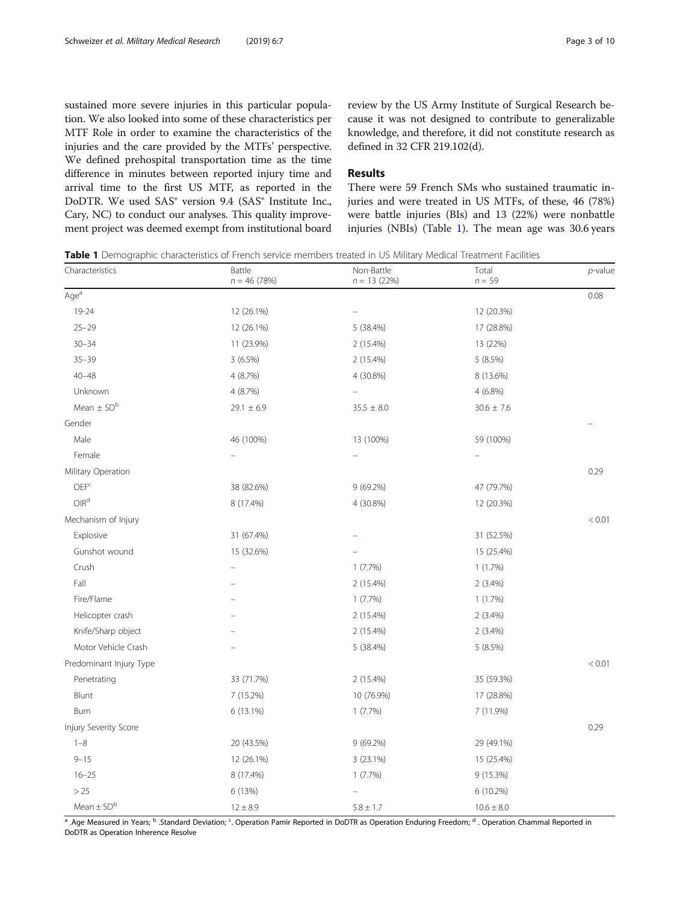sustained more severe injuries in this particular population. We also looked into some of these characteristics per MTF Role in order to examine the characteristics of the injuries and the care provided by the MTFs' perspective. We defined prehospital transportation time as the time difference in minutes between reported injury time and arrival time to the first US MTF, as reported in the DoDTR. We used SAS® version 9.4 (SAS® Institute Inc., Cary, NC) to conduct our analyses. This quality improvement project was deemed exempt from institutional board review by the US Army Institute of Surgical Research because it was not designed to contribute to generalizable knowledge, and therefore, it did not constitute research as defined in 32 CFR 219.102(d).

## Results

There were 59 French SMs who sustained traumatic injuries and were treated in US MTFs, of these, 46 (78%) were battle injuries (BIs) and 13 (22%) were nonbattle injuries (NBIs) (Table 1). The mean age was 30.6 years

**Table 1** Demographic characteristics of French service members treated in US Military Medical Treatment Facilities

| Characteristics | Battle<br>$n = 46$ (78%) | Non-Battle<br>$n = 13$ (22%) | Total<br>$n = 59$ | *p*-value |
|---|---|---|---|---|
| Age[a] | | | | 0.08 |
| 19-24 | 12 (26.1%) | – | 12 (20.3%) | |
| 25–29 | 12 (26.1%) | 5 (38.4%) | 17 (28.8%) | |
| 30–34 | 11 (23.9%) | 2 (15.4%) | 13 (22%) | |
| 35–39 | 3 (6.5%) | 2 (15.4%) | 5 (8.5%) | |
| 40–48 | 4 (8.7%) | 4 (30.8%) | 8 (13.6%) | |
| Unknown | 4 (8.7%) | – | 4 (6.8%) | |
| Mean ± SD[b] | 29.1 ± 6.9 | 35.5 ± 8.0 | 30.6 ± 7.6 | |
| Gender | | | | – |
| Male | 46 (100%) | 13 (100%) | 59 (100%) | |
| Female | – | – | – | |
| Military Operation | | | | 0.29 |
| OEF[c] | 38 (82.6%) | 9 (69.2%) | 47 (79.7%) | |
| OIR[d] | 8 (17.4%) | 4 (30.8%) | 12 (20.3%) | |
| Mechanism of Injury | | | | < 0.01 |
| Explosive | 31 (67.4%) | – | 31 (52.5%) | |
| Gunshot wound | 15 (32.6%) | – | 15 (25.4%) | |
| Crush | – | 1 (7.7%) | 1 (1.7%) | |
| Fall | – | 2 (15.4%) | 2 (3.4%) | |
| Fire/Flame | – | 1 (7.7%) | 1 (1.7%) | |
| Helicopter crash | – | 2 (15.4%) | 2 (3.4%) | |
| Knife/Sharp object | – | 2 (15.4%) | 2 (3.4%) | |
| Motor Vehicle Crash | – | 5 (38.4%) | 5 (8.5%) | |
| Predominant Injury Type | | | | < 0.01 |
| Penetrating | 33 (71.7%) | 2 (15.4%) | 35 (59.3%) | |
| Blunt | 7 (15.2%) | 10 (76.9%) | 17 (28.8%) | |
| Burn | 6 (13.1%) | 1 (7.7%) | 7 (11.9%) | |
| Injury Severity Score | | | | 0.29 |
| 1–8 | 20 (43.5%) | 9 (69.2%) | 29 (49.1%) | |
| 9–15 | 12 (26.1%) | 3 (23.1%) | 15 (25.4%) | |
| 16–25 | 8 (17.4%) | 1 (7.7%) | 9 (15.3%) | |
| > 25 | 6 (13%) | – | 6 (10.2%) | |
| Mean ± SD[b] | 12 ± 8.9 | 5.8 ± 1.7 | 10.6 ± 8.0 | |

[a] .Age Measured in Years; [b] .Standard Deviation; [c]. Operation Pamir Reported in DoDTR as Operation Enduring Freedom; [d] . Operation Chammal Reported in DoDTR as Operation Inherence Resolve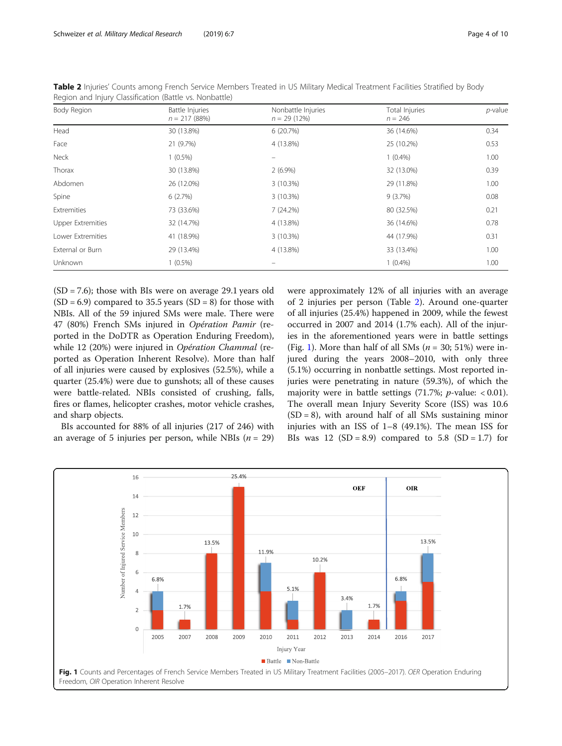**Table 2** Injuries' Counts among French Service Members Treated in US Military Medical Treatment Facilities Stratified by Body Region and Injury Classification (Battle vs. Nonbattle)

| Body Region | Battle Injuries $n$ = 217 (88%) | Nonbattle Injuries $n$ = 29 (12%) | Total Injuries $n$ = 246 | $p$-value |
|---|---|---|---|---|
| Head | 30 (13.8%) | 6 (20.7%) | 36 (14.6%) | 0.34 |
| Face | 21 (9.7%) | 4 (13.8%) | 25 (10.2%) | 0.53 |
| Neck | 1 (0.5%) | – | 1 (0.4%) | 1.00 |
| Thorax | 30 (13.8%) | 2 (6.9%) | 32 (13.0%) | 0.39 |
| Abdomen | 26 (12.0%) | 3 (10.3%) | 29 (11.8%) | 1.00 |
| Spine | 6 (2.7%) | 3 (10.3%) | 9 (3.7%) | 0.08 |
| Extremities | 73 (33.6%) | 7 (24.2%) | 80 (32.5%) | 0.21 |
| Upper Extremities | 32 (14.7%) | 4 (13.8%) | 36 (14.6%) | 0.78 |
| Lower Extremities | 41 (18.9%) | 3 (10.3%) | 44 (17.9%) | 0.31 |
| External or Burn | 29 (13.4%) | 4 (13.8%) | 33 (13.4%) | 1.00 |
| Unknown | 1 (0.5%) | – | 1 (0.4%) | 1.00 |

(SD = 7.6); those with BIs were on average 29.1 years old (SD = 6.9) compared to 35.5 years (SD = 8) for those with NBIs. All of the 59 injured SMs were male. There were 47 (80%) French SMs injured in *Opération Pamir* (reported in the DoDTR as Operation Enduring Freedom), while 12 (20%) were injured in *Opération Chammal* (reported as Operation Inherent Resolve). More than half of all injuries were caused by explosives (52.5%), while a quarter (25.4%) were due to gunshots; all of these causes were battle-related. NBIs consisted of crushing, falls, fires or flames, helicopter crashes, motor vehicle crashes, and sharp objects.

BIs accounted for 88% of all injuries (217 of 246) with an average of 5 injuries per person, while NBIs ($n$ = 29) were approximately 12% of all injuries with an average of 2 injuries per person (Table 2). Around one-quarter of all injuries (25.4%) happened in 2009, while the fewest occurred in 2007 and 2014 (1.7% each). All of the injuries in the aforementioned years were in battle settings (Fig. 1). More than half of all SMs ($n$ = 30; 51%) were injured during the years 2008–2010, with only three (5.1%) occurring in nonbattle settings. Most reported injuries were penetrating in nature (59.3%), of which the majority were in battle settings (71.7%; $p$-value: < 0.01). The overall mean Injury Severity Score (ISS) was 10.6 (SD = 8), with around half of all SMs sustaining minor injuries with an ISS of 1–8 (49.1%). The mean ISS for BIs was 12 (SD = 8.9) compared to 5.8 (SD = 1.7) for

**Fig. 1** Counts and Percentages of French Service Members Treated in US Military Treatment Facilities (2005–2017). *OEF* Operation Enduring Freedom, *OIR* Operation Inherent Resolve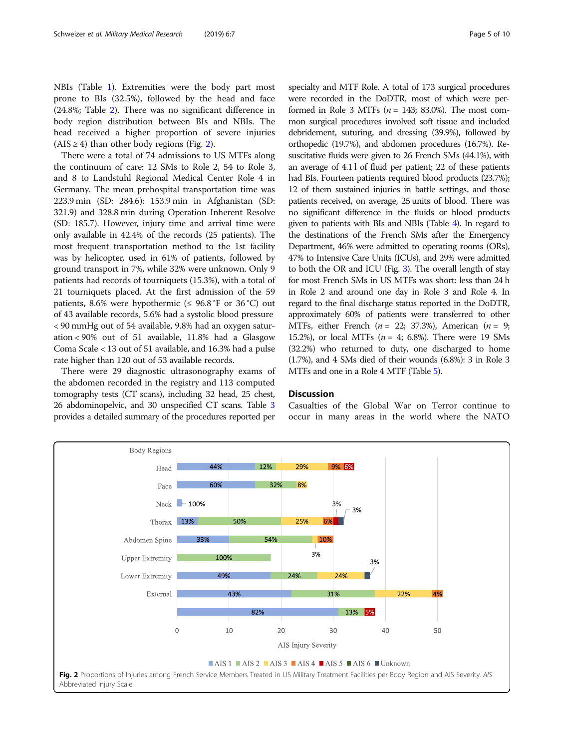NBIs (Table 1). Extremities were the body part most prone to BIs (32.5%), followed by the head and face (24.8%; Table 2). There was no significant difference in body region distribution between BIs and NBIs. The head received a higher proportion of severe injuries (AIS ≥ 4) than other body regions (Fig. 2).

There were a total of 74 admissions to US MTFs along the continuum of care: 12 SMs to Role 2, 54 to Role 3, and 8 to Landstuhl Regional Medical Center Role 4 in Germany. The mean prehospital transportation time was 223.9 min (SD: 284.6): 153.9 min in Afghanistan (SD: 321.9) and 328.8 min during Operation Inherent Resolve (SD: 185.7). However, injury time and arrival time were only available in 42.4% of the records (25 patients). The most frequent transportation method to the 1st facility was by helicopter, used in 61% of patients, followed by ground transport in 7%, while 32% were unknown. Only 9 patients had records of tourniquets (15.3%), with a total of 21 tourniquets placed. At the first admission of the 59 patients, 8.6% were hypothermic (≤ 96.8 °F or 36 °C) out of 43 available records, 5.6% had a systolic blood pressure < 90 mmHg out of 54 available, 9.8% had an oxygen saturation < 90% out of 51 available, 11.8% had a Glasgow Coma Scale < 13 out of 51 available, and 16.3% had a pulse rate higher than 120 out of 53 available records.

There were 29 diagnostic ultrasonography exams of the abdomen recorded in the registry and 113 computed tomography tests (CT scans), including 32 head, 25 chest, 26 abdominopelvic, and 30 unspecified CT scans. Table 3 provides a detailed summary of the procedures reported per specialty and MTF Role. A total of 173 surgical procedures were recorded in the DoDTR, most of which were performed in Role 3 MTFs ($n$ = 143; 83.0%). The most common surgical procedures involved soft tissue and included debridement, suturing, and dressing (39.9%), followed by orthopedic (19.7%), and abdomen procedures (16.7%). Resuscitative fluids were given to 26 French SMs (44.1%), with an average of 4.1 l of fluid per patient; 22 of these patients had BIs. Fourteen patients required blood products (23.7%); 12 of them sustained injuries in battle settings, and those patients received, on average, 25 units of blood. There was no significant difference in the fluids or blood products given to patients with BIs and NBIs (Table 4). In regard to the destinations of the French SMs after the Emergency Department, 46% were admitted to operating rooms (ORs), 47% to Intensive Care Units (ICUs), and 29% were admitted to both the OR and ICU (Fig. 3). The overall length of stay for most French SMs in US MTFs was short: less than 24 h in Role 2 and around one day in Role 3 and Role 4. In regard to the final discharge status reported in the DoDTR, approximately 60% of patients were transferred to other MTFs, either French ($n$ = 22; 37.3%), American ($n$ = 9; 15.2%), or local MTFs ($n$ = 4; 6.8%). There were 19 SMs (32.2%) who returned to duty, one discharged to home (1.7%), and 4 SMs died of their wounds (6.8%): 3 in Role 3 MTFs and one in a Role 4 MTF (Table 5).

## Discussion

Casualties of the Global War on Terror continue to occur in many areas in the world where the NATO

**Fig. 2** Proportions of Injuries among French Service Members Treated in US Military Treatment Facilities per Body Region and AIS Severity. *AIS* Abbreviated Injury Scale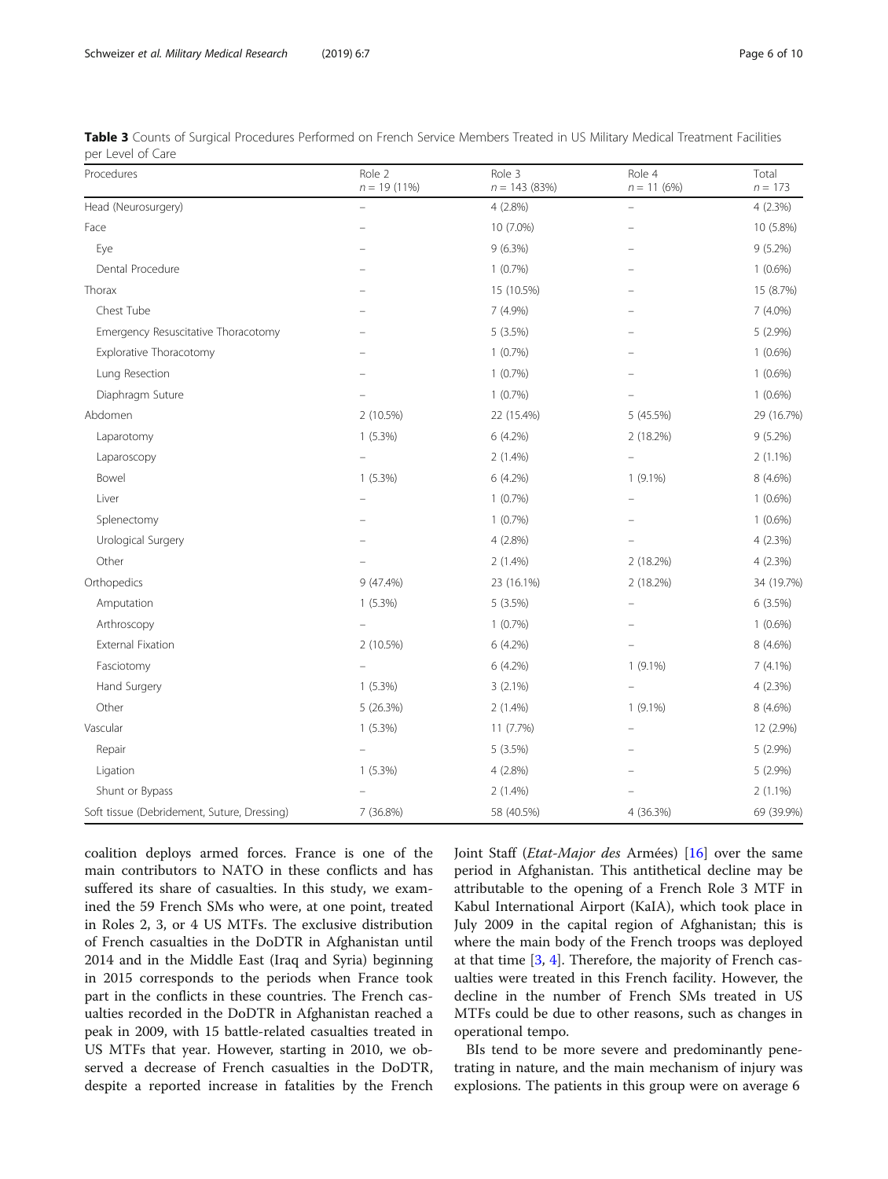**Table 3** Counts of Surgical Procedures Performed on French Service Members Treated in US Military Medical Treatment Facilities per Level of Care

| Procedures | Role 2<br>$n$ = 19 (11%) | Role 3<br>$n$ = 143 (83%) | Role 4<br>$n$ = 11 (6%) | Total<br>$n$ = 173 |
|---|---|---|---|---|
| Head (Neurosurgery) | – | 4 (2.8%) | – | 4 (2.3%) |
| Face | – | 10 (7.0%) | – | 10 (5.8%) |
| Eye | – | 9 (6.3%) | – | 9 (5.2%) |
| Dental Procedure | – | 1 (0.7%) | – | 1 (0.6%) |
| Thorax | – | 15 (10.5%) | – | 15 (8.7%) |
| Chest Tube | – | 7 (4.9%) | – | 7 (4.0%) |
| Emergency Resuscitative Thoracotomy | – | 5 (3.5%) | – | 5 (2.9%) |
| Explorative Thoracotomy | – | 1 (0.7%) | – | 1 (0.6%) |
| Lung Resection | – | 1 (0.7%) | – | 1 (0.6%) |
| Diaphragm Suture | – | 1 (0.7%) | – | 1 (0.6%) |
| Abdomen | 2 (10.5%) | 22 (15.4%) | 5 (45.5%) | 29 (16.7%) |
| Laparotomy | 1 (5.3%) | 6 (4.2%) | 2 (18.2%) | 9 (5.2%) |
| Laparoscopy | – | 2 (1.4%) | – | 2 (1.1%) |
| Bowel | 1 (5.3%) | 6 (4.2%) | 1 (9.1%) | 8 (4.6%) |
| Liver | – | 1 (0.7%) | – | 1 (0.6%) |
| Splenectomy | – | 1 (0.7%) | – | 1 (0.6%) |
| Urological Surgery | – | 4 (2.8%) | – | 4 (2.3%) |
| Other | – | 2 (1.4%) | 2 (18.2%) | 4 (2.3%) |
| Orthopedics | 9 (47.4%) | 23 (16.1%) | 2 (18.2%) | 34 (19.7%) |
| Amputation | 1 (5.3%) | 5 (3.5%) | – | 6 (3.5%) |
| Arthroscopy | – | 1 (0.7%) | – | 1 (0.6%) |
| External Fixation | 2 (10.5%) | 6 (4.2%) | – | 8 (4.6%) |
| Fasciotomy | – | 6 (4.2%) | 1 (9.1%) | 7 (4.1%) |
| Hand Surgery | 1 (5.3%) | 3 (2.1%) | – | 4 (2.3%) |
| Other | 5 (26.3%) | 2 (1.4%) | 1 (9.1%) | 8 (4.6%) |
| Vascular | 1 (5.3%) | 11 (7.7%) | – | 12 (2.9%) |
| Repair | – | 5 (3.5%) | – | 5 (2.9%) |
| Ligation | 1 (5.3%) | 4 (2.8%) | – | 5 (2.9%) |
| Shunt or Bypass | – | 2 (1.4%) | – | 2 (1.1%) |
| Soft tissue (Debridement, Suture, Dressing) | 7 (36.8%) | 58 (40.5%) | 4 (36.3%) | 69 (39.9%) |

coalition deploys armed forces. France is one of the main contributors to NATO in these conflicts and has suffered its share of casualties. In this study, we examined the 59 French SMs who were, at one point, treated in Roles 2, 3, or 4 US MTFs. The exclusive distribution of French casualties in the DoDTR in Afghanistan until 2014 and in the Middle East (Iraq and Syria) beginning in 2015 corresponds to the periods when France took part in the conflicts in these countries. The French casualties recorded in the DoDTR in Afghanistan reached a peak in 2009, with 15 battle-related casualties treated in US MTFs that year. However, starting in 2010, we observed a decrease of French casualties in the DoDTR, despite a reported increase in fatalities by the French Joint Staff (*Etat-Major des* Armées) [16] over the same period in Afghanistan. This antithetical decline may be attributable to the opening of a French Role 3 MTF in Kabul International Airport (KaIA), which took place in July 2009 in the capital region of Afghanistan; this is where the main body of the French troops was deployed at that time [3, 4]. Therefore, the majority of French casualties were treated in this French facility. However, the decline in the number of French SMs treated in US MTFs could be due to other reasons, such as changes in operational tempo.

BIs tend to be more severe and predominantly penetrating in nature, and the main mechanism of injury was explosions. The patients in this group were on average 6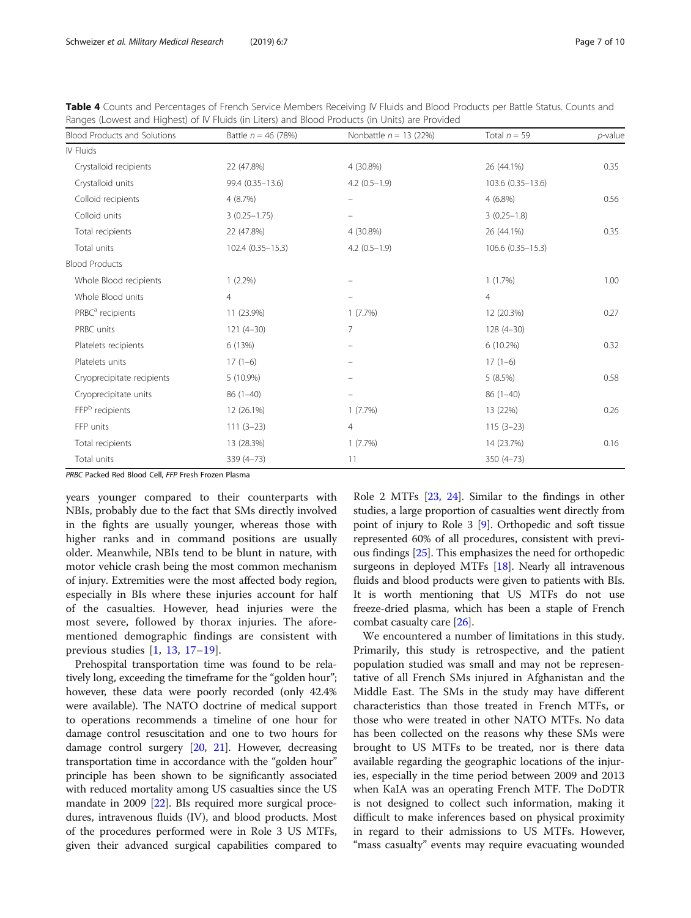**Table 4** Counts and Percentages of French Service Members Receiving IV Fluids and Blood Products per Battle Status. Counts and Ranges (Lowest and Highest) of IV Fluids (in Liters) and Blood Products (in Units) are Provided

| Blood Products and Solutions | Battle $n$ = 46 (78%) | Nonbattle $n$ = 13 (22%) | Total $n$ = 59 | $p$-value |
|---|---|---|---|---|
| IV Fluids | | | | |
| Crystalloid recipients | 22 (47.8%) | 4 (30.8%) | 26 (44.1%) | 0.35 |
| Crystalloid units | 99.4 (0.35–13.6) | 4.2 (0.5–1.9) | 103.6 (0.35–13.6) | |
| Colloid recipients | 4 (8.7%) | – | 4 (6.8%) | 0.56 |
| Colloid units | 3 (0.25–1.75) | – | 3 (0.25–1.8) | |
| Total recipients | 22 (47.8%) | 4 (30.8%) | 26 (44.1%) | 0.35 |
| Total units | 102.4 (0.35–15.3) | 4.2 (0.5–1.9) | 106.6 (0.35–15.3) | |
| Blood Products | | | | |
| Whole Blood recipients | 1 (2.2%) | – | 1 (1.7%) | 1.00 |
| Whole Blood units | 4 | – | 4 | |
| PRBC[a] recipients | 11 (23.9%) | 1 (7.7%) | 12 (20.3%) | 0.27 |
| PRBC units | 121 (4–30) | 7 | 128 (4–30) | |
| Platelets recipients | 6 (13%) | – | 6 (10.2%) | 0.32 |
| Platelets units | 17 (1–6) | – | 17 (1–6) | |
| Cryoprecipitate recipients | 5 (10.9%) | – | 5 (8.5%) | 0.58 |
| Cryoprecipitate units | 86 (1–40) | – | 86 (1–40) | |
| FFP[b] recipients | 12 (26.1%) | 1 (7.7%) | 13 (22%) | 0.26 |
| FFP units | 111 (3–23) | 4 | 115 (3–23) | |
| Total recipients | 13 (28.3%) | 1 (7.7%) | 14 (23.7%) | 0.16 |
| Total units | 339 (4–73) | 11 | 350 (4–73) | |

*PRBC* Packed Red Blood Cell, *FFP* Fresh Frozen Plasma

years younger compared to their counterparts with NBIs, probably due to the fact that SMs directly involved in the fights are usually younger, whereas those with higher ranks and in command positions are usually older. Meanwhile, NBIs tend to be blunt in nature, with motor vehicle crash being the most common mechanism of injury. Extremities were the most affected body region, especially in BIs where these injuries account for half of the casualties. However, head injuries were the most severe, followed by thorax injuries. The aforementioned demographic findings are consistent with previous studies [1, 13, 17–19].

Prehospital transportation time was found to be relatively long, exceeding the timeframe for the "golden hour"; however, these data were poorly recorded (only 42.4% were available). The NATO doctrine of medical support to operations recommends a timeline of one hour for damage control resuscitation and one to two hours for damage control surgery [20, 21]. However, decreasing transportation time in accordance with the "golden hour" principle has been shown to be significantly associated with reduced mortality among US casualties since the US mandate in 2009 [22]. BIs required more surgical procedures, intravenous fluids (IV), and blood products. Most of the procedures performed were in Role 3 US MTFs, given their advanced surgical capabilities compared to Role 2 MTFs [23, 24]. Similar to the findings in other studies, a large proportion of casualties went directly from point of injury to Role 3 [9]. Orthopedic and soft tissue represented 60% of all procedures, consistent with previous findings [25]. This emphasizes the need for orthopedic surgeons in deployed MTFs [18]. Nearly all intravenous fluids and blood products were given to patients with BIs. It is worth mentioning that US MTFs do not use freeze-dried plasma, which has been a staple of French combat casualty care [26].

We encountered a number of limitations in this study. Primarily, this study is retrospective, and the patient population studied was small and may not be representative of all French SMs injured in Afghanistan and the Middle East. The SMs in the study may have different characteristics than those treated in French MTFs, or those who were treated in other NATO MTFs. No data has been collected on the reasons why these SMs were brought to US MTFs to be treated, nor is there data available regarding the geographic locations of the injuries, especially in the time period between 2009 and 2013 when KaIA was an operating French MTF. The DoDTR is not designed to collect such information, making it difficult to make inferences based on physical proximity in regard to their admissions to US MTFs. However, "mass casualty" events may require evacuating wounded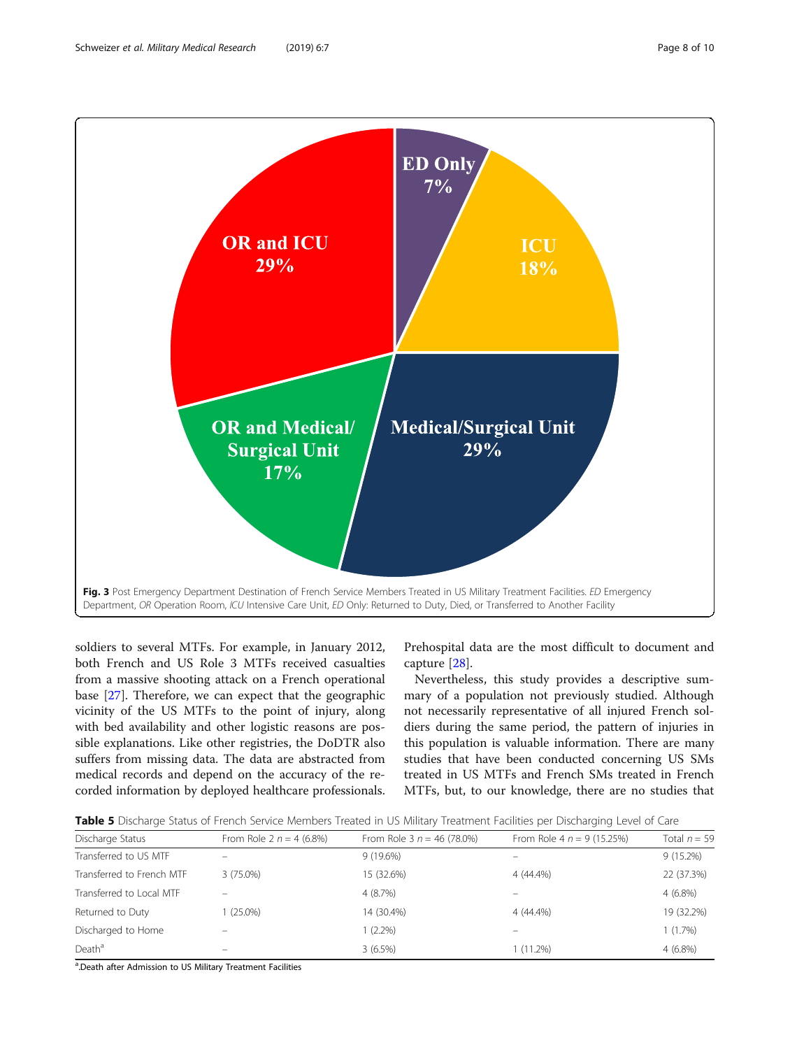Fig. 3 Post Emergency Department Destination of French Service Members Treated in US Military Treatment Facilities. *ED* Emergency Department, *OR* Operation Room, *ICU* Intensive Care Unit, *ED* Only: Returned to Duty, Died, or Transferred to Another Facility

soldiers to several MTFs. For example, in January 2012, both French and US Role 3 MTFs received casualties from a massive shooting attack on a French operational base [27]. Therefore, we can expect that the geographic vicinity of the US MTFs to the point of injury, along with bed availability and other logistic reasons are possible explanations. Like other registries, the DoDTR also suffers from missing data. The data are abstracted from medical records and depend on the accuracy of the recorded information by deployed healthcare professionals. Prehospital data are the most difficult to document and capture [28].

Nevertheless, this study provides a descriptive summary of a population not previously studied. Although not necessarily representative of all injured French soldiers during the same period, the pattern of injuries in this population is valuable information. There are many studies that have been conducted concerning US SMs treated in US MTFs and French SMs treated in French MTFs, but, to our knowledge, there are no studies that

**Table 5** Discharge Status of French Service Members Treated in US Military Treatment Facilities per Discharging Level of Care

| Discharge Status | From Role 2 *n* = 4 (6.8%) | From Role 3 *n* = 46 (78.0%) | From Role 4 *n* = 9 (15.25%) | Total *n* = 59 |
|---|---|---|---|---|
| Transferred to US MTF | – | 9 (19.6%) | – | 9 (15.2%) |
| Transferred to French MTF | 3 (75.0%) | 15 (32.6%) | 4 (44.4%) | 22 (37.3%) |
| Transferred to Local MTF | – | 4 (8.7%) | – | 4 (6.8%) |
| Returned to Duty | 1 (25.0%) | 14 (30.4%) | 4 (44.4%) | 19 (32.2%) |
| Discharged to Home | – | 1 (2.2%) | – | 1 (1.7%) |
| Death[a] | – | 3 (6.5%) | 1 (11.2%) | 4 (6.8%) |

[a] Death after Admission to US Military Treatment Facilities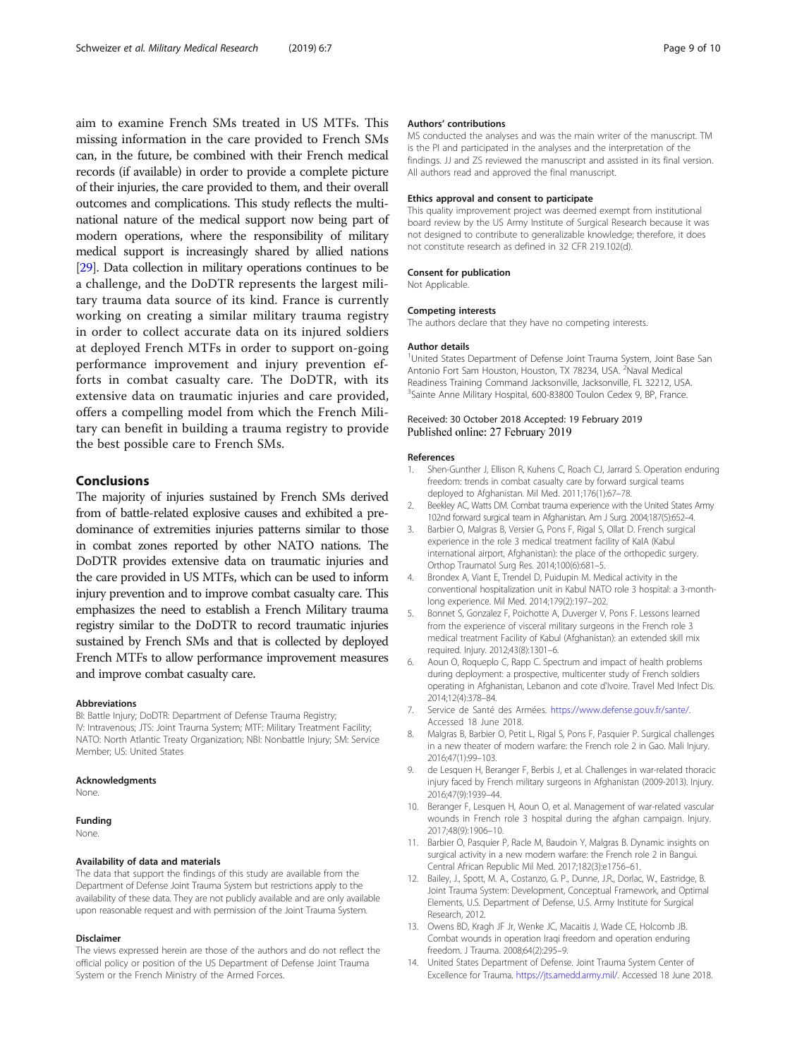aim to examine French SMs treated in US MTFs. This missing information in the care provided to French SMs can, in the future, be combined with their French medical records (if available) in order to provide a complete picture of their injuries, the care provided to them, and their overall outcomes and complications. This study reflects the multinational nature of the medical support now being part of modern operations, where the responsibility of military medical support is increasingly shared by allied nations [29]. Data collection in military operations continues to be a challenge, and the DoDTR represents the largest military trauma data source of its kind. France is currently working on creating a similar military trauma registry in order to collect accurate data on its injured soldiers at deployed French MTFs in order to support on-going performance improvement and injury prevention efforts in combat casualty care. The DoDTR, with its extensive data on traumatic injuries and care provided, offers a compelling model from which the French Military can benefit in building a trauma registry to provide the best possible care to French SMs.

## Conclusions

The majority of injuries sustained by French SMs derived from of battle-related explosive causes and exhibited a predominance of extremities injuries patterns similar to those in combat zones reported by other NATO nations. The DoDTR provides extensive data on traumatic injuries and the care provided in US MTFs, which can be used to inform injury prevention and to improve combat casualty care. This emphasizes the need to establish a French Military trauma registry similar to the DoDTR to record traumatic injuries sustained by French SMs and that is collected by deployed French MTFs to allow performance improvement measures and improve combat casualty care.

#### Abbreviations

BI: Battle Injury; DoDTR: Department of Defense Trauma Registry; IV: Intravenous; JTS: Joint Trauma System; MTF: Military Treatment Facility; NATO: North Atlantic Treaty Organization; NBI: Nonbattle Injury; SM: Service Member; US: United States

#### Acknowledgments

None.

#### Funding

None.

#### Availability of data and materials

The data that support the findings of this study are available from the Department of Defense Joint Trauma System but restrictions apply to the availability of these data. They are not publicly available and are only available upon reasonable request and with permission of the Joint Trauma System.

#### Disclaimer

The views expressed herein are those of the authors and do not reflect the official policy or position of the US Department of Defense Joint Trauma System or the French Ministry of the Armed Forces.

#### Authors' contributions

MS conducted the analyses and was the main writer of the manuscript. TM is the PI and participated in the analyses and the interpretation of the findings. JJ and ZS reviewed the manuscript and assisted in its final version. All authors read and approved the final manuscript.

#### Ethics approval and consent to participate

This quality improvement project was deemed exempt from institutional board review by the US Army Institute of Surgical Research because it was not designed to contribute to generalizable knowledge; therefore, it does not constitute research as defined in 32 CFR 219.102(d).

#### Consent for publication

Not Applicable.

#### Competing interests

The authors declare that they have no competing interests.

#### Author details

[1]United States Department of Defense Joint Trauma System, Joint Base San Antonio Fort Sam Houston, Houston, TX 78234, USA. [2]Naval Medical Readiness Training Command Jacksonville, Jacksonville, FL 32212, USA. [3]Sainte Anne Military Hospital, 600-83800 Toulon Cedex 9, BP, France.

Received: 30 October 2018 Accepted: 19 February 2019
Published online: 27 February 2019

#### References

1. Shen-Gunther J, Ellison R, Kuhens C, Roach CJ, Jarrard S. Operation enduring freedom: trends in combat casualty care by forward surgical teams deployed to Afghanistan. Mil Med. 2011;176(1):67–78.
2. Beekley AC, Watts DM. Combat trauma experience with the United States Army 102nd forward surgical team in Afghanistan. Am J Surg. 2004;187(5):652–4.
3. Barbier O, Malgras B, Versier G, Pons F, Rigal S, Ollat D. French surgical experience in the role 3 medical treatment facility of KaIA (Kabul international airport, Afghanistan): the place of the orthopedic surgery. Orthop Traumatol Surg Res. 2014;100(6):681–5.
4. Brondex A, Viant E, Trendel D, Puidupin M. Medical activity in the conventional hospitalization unit in Kabul NATO role 3 hospital: a 3-month-long experience. Mil Med. 2014;179(2):197–202.
5. Bonnet S, Gonzalez F, Poichotte A, Duverger V, Pons F. Lessons learned from the experience of visceral military surgeons in the French role 3 medical treatment Facility of Kabul (Afghanistan): an extended skill mix required. Injury. 2012;43(8):1301–6.
6. Aoun O, Roqueplo C, Rapp C. Spectrum and impact of health problems during deployment: a prospective, multicenter study of French soldiers operating in Afghanistan, Lebanon and cote d'Ivoire. Travel Med Infect Dis. 2014;12(4):378–84.
7. Service de Santé des Armées. https://www.defense.gouv.fr/sante/. Accessed 18 June 2018.
8. Malgras B, Barbier O, Petit L, Rigal S, Pons F, Pasquier P. Surgical challenges in a new theater of modern warfare: the French role 2 in Gao. Mali Injury. 2016;47(1):99–103.
9. de Lesquen H, Beranger F, Berbis J, et al. Challenges in war-related thoracic injury faced by French military surgeons in Afghanistan (2009-2013). Injury. 2016;47(9):1939–44.
10. Beranger F, Lesquen H, Aoun O, et al. Management of war-related vascular wounds in French role 3 hospital during the afghan campaign. Injury. 2017;48(9):1906–10.
11. Barbier O, Pasquier P, Racle M, Baudoin Y, Malgras B. Dynamic insights on surgical activity in a new modern warfare: the French role 2 in Bangui. Central African Republic Mil Med. 2017;182(3):e1756–61.
12. Bailey, J., Spott, M. A., Costanzo, G. P., Dunne, J.R., Dorlac, W., Eastridge, B. Joint Trauma System: Development, Conceptual Framework, and Optimal Elements, U.S. Department of Defense, U.S. Army Institute for Surgical Research, 2012.
13. Owens BD, Kragh JF Jr, Wenke JC, Macaitis J, Wade CE, Holcomb JB. Combat wounds in operation Iraqi freedom and operation enduring freedom. J Trauma. 2008;64(2):295–9.
14. United States Department of Defense. Joint Trauma System Center of Excellence for Trauma. https://jts.amedd.army.mil/. Accessed 18 June 2018.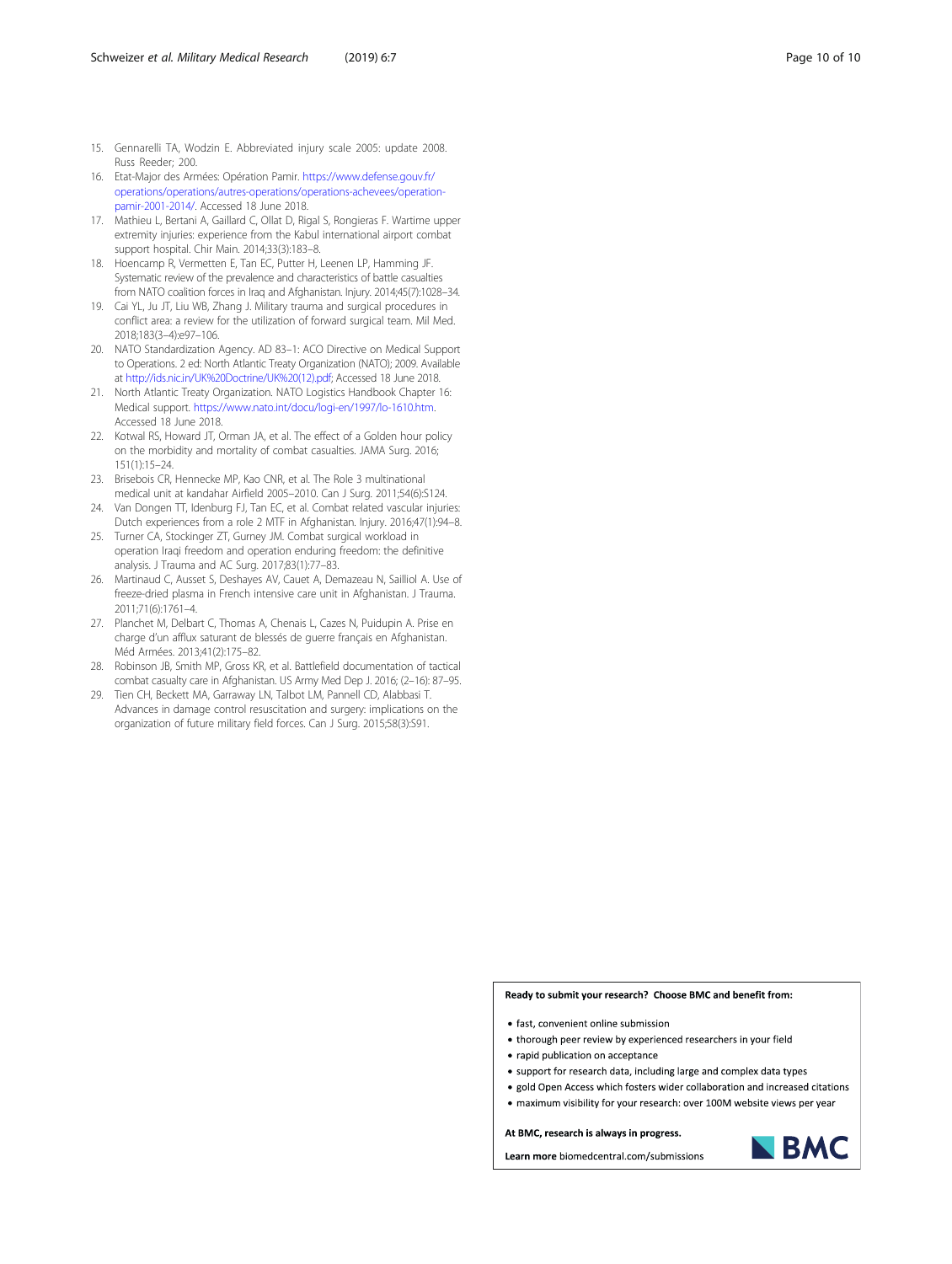15. Gennarelli TA, Wodzin E. Abbreviated injury scale 2005: update 2008. Russ Reeder; 200.
16. Etat-Major des Armées: Opération Pamir. https://www.defense.gouv.fr/operations/operations/autres-operations/operations-achevees/operation-pamir-2001-2014/. Accessed 18 June 2018.
17. Mathieu L, Bertani A, Gaillard C, Ollat D, Rigal S, Rongieras F. Wartime upper extremity injuries: experience from the Kabul international airport combat support hospital. Chir Main. 2014;33(3):183–8.
18. Hoencamp R, Vermetten E, Tan EC, Putter H, Leenen LP, Hamming JF. Systematic review of the prevalence and characteristics of battle casualties from NATO coalition forces in Iraq and Afghanistan. Injury. 2014;45(7):1028–34.
19. Cai YL, Ju JT, Liu WB, Zhang J. Military trauma and surgical procedures in conflict area: a review for the utilization of forward surgical team. Mil Med. 2018;183(3–4):e97–106.
20. NATO Standardization Agency. AD 83–1: ACO Directive on Medical Support to Operations. 2 ed: North Atlantic Treaty Organization (NATO); 2009. Available at http://ids.nic.in/UK%20Doctrine/UK%20(12).pdf; Accessed 18 June 2018.
21. North Atlantic Treaty Organization. NATO Logistics Handbook Chapter 16: Medical support. https://www.nato.int/docu/logi-en/1997/lo-1610.htm. Accessed 18 June 2018.
22. Kotwal RS, Howard JT, Orman JA, et al. The effect of a Golden hour policy on the morbidity and mortality of combat casualties. JAMA Surg. 2016;151(1):15–24.
23. Brisebois CR, Hennecke MP, Kao CNR, et al. The Role 3 multinational medical unit at kandahar Airfield 2005–2010. Can J Surg. 2011;54(6):S124.
24. Van Dongen TT, Idenburg FJ, Tan EC, et al. Combat related vascular injuries: Dutch experiences from a role 2 MTF in Afghanistan. Injury. 2016;47(1):94–8.
25. Turner CA, Stockinger ZT, Gurney JM. Combat surgical workload in operation Iraqi freedom and operation enduring freedom: the definitive analysis. J Trauma and AC Surg. 2017;83(1):77–83.
26. Martinaud C, Ausset S, Deshayes AV, Cauet A, Demazeau N, Sailliol A. Use of freeze-dried plasma in French intensive care unit in Afghanistan. J Trauma. 2011;71(6):1761–4.
27. Planchet M, Delbart C, Thomas A, Chenais L, Cazes N, Puidupin A. Prise en charge d'un afflux saturant de blessés de guerre français en Afghanistan. Méd Armées. 2013;41(2):175–82.
28. Robinson JB, Smith MP, Gross KR, et al. Battlefield documentation of tactical combat casualty care in Afghanistan. US Army Med Dep J. 2016; (2–16): 87–95.
29. Tien CH, Beckett MA, Garraway LN, Talbot LM, Pannell CD, Alabbasi T. Advances in damage control resuscitation and surgery: implications on the organization of future military field forces. Can J Surg. 2015;58(3):S91.

**Ready to submit your research? Choose BMC and benefit from:**

- fast, convenient online submission
- thorough peer review by experienced researchers in your field
- rapid publication on acceptance
- support for research data, including large and complex data types
- gold Open Access which fosters wider collaboration and increased citations
- maximum visibility for your research: over 100M website views per year

**At BMC, research is always in progress.**

**Learn more** biomedcentral.com/submissions

BMC